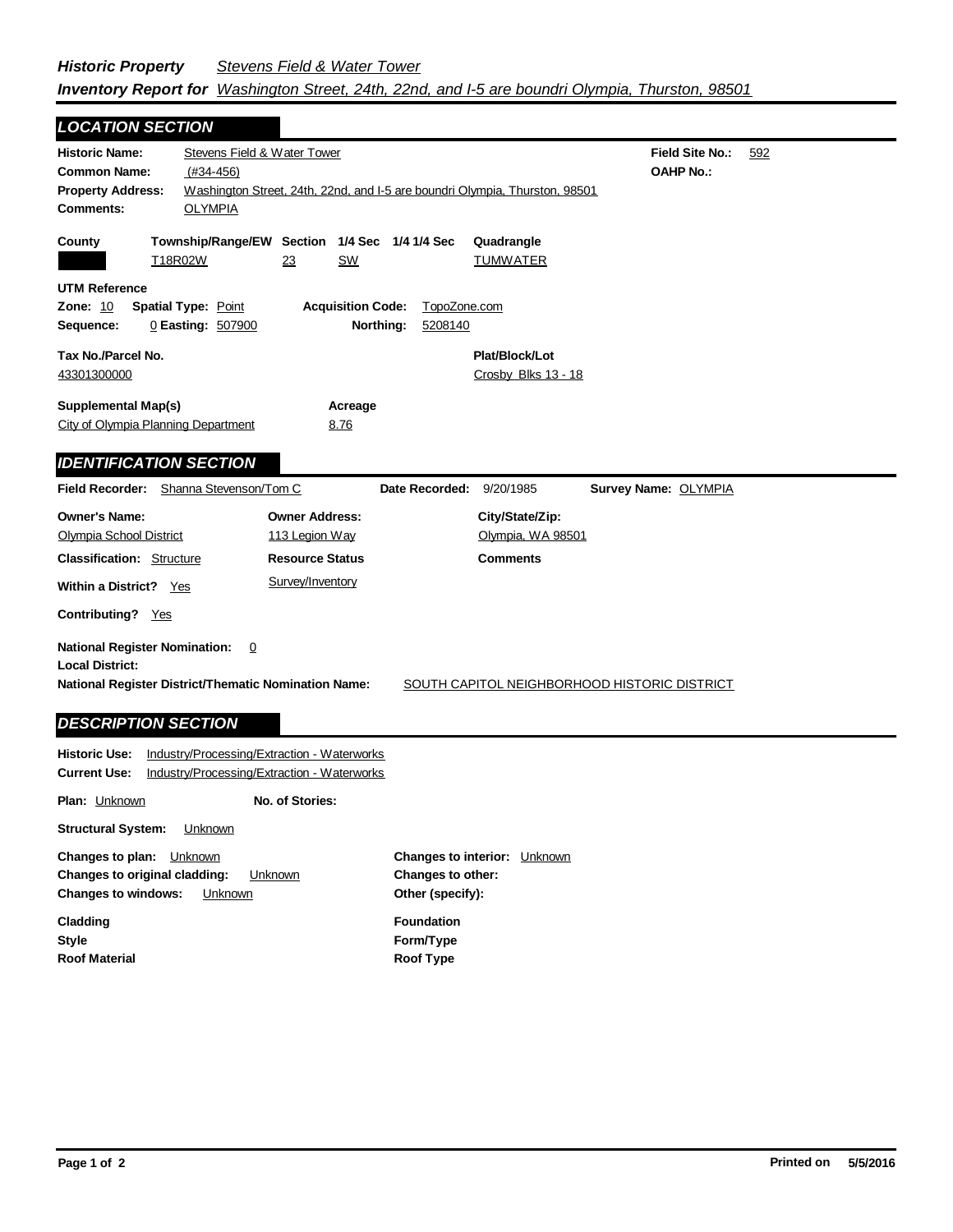***Historic Property*** *Stevens Field & Water Tower*

***Inventory Report for*** *Washington Street, 24th, 22nd, and I-5 are boundri Olympia, Thurston, 98501*

## *LOCATION SECTION*

**Historic Name:** Stevens Field & Water Tower
**Field Site No.:** 592
**Common Name:** (#34-456)
**OAHP No.:**
**Property Address:** Washington Street, 24th, 22nd, and I-5 are boundri Olympia, Thurston, 98501
**Comments:** OLYMPIA

| County | Township/Range/EW | Section | 1/4 Sec | 1/4 1/4 Sec | Quadrangle |
|---|---|---|---|---|---|
| | T18R02W | 23 | SW | | TUMWATER |

**UTM Reference**
**Zone:** 10 **Spatial Type:** Point **Acquisition Code:** TopoZone.com
**Sequence:** 0 **Easting:** 507900 **Northing:** 5208140

**Tax No./Parcel No.:** 43301300000
**Plat/Block/Lot:** Crosby Blks 13 - 18

**Supplemental Map(s):** City of Olympia Planning Department
**Acreage:** 8.76

## *IDENTIFICATION SECTION*

**Field Recorder:** Shanna Stevenson/Tom C **Date Recorded:** 9/20/1985 **Survey Name:** OLYMPIA

| Owner's Name: | Owner Address: | City/State/Zip: |
|---|---|---|
| Olympia School District | 113 Legion Way | Olympia, WA 98501 |

**Classification:** Structure
**Resource Status:** Survey/Inventory
**Comments**
**Within a District?** Yes
**Contributing?** Yes

**National Register Nomination:** 0
**Local District:**
**National Register District/Thematic Nomination Name:** SOUTH CAPITOL NEIGHBORHOOD HISTORIC DISTRICT

## *DESCRIPTION SECTION*

**Historic Use:** Industry/Processing/Extraction - Waterworks
**Current Use:** Industry/Processing/Extraction - Waterworks

**Plan:** Unknown **No. of Stories:**

**Structural System:** Unknown

**Changes to plan:** Unknown
**Changes to original cladding:** Unknown
**Changes to windows:** Unknown
**Changes to interior:** Unknown
**Changes to other:**
**Other (specify):**

**Cladding**
**Style**
**Roof Material**
**Foundation**
**Form/Type**
**Roof Type**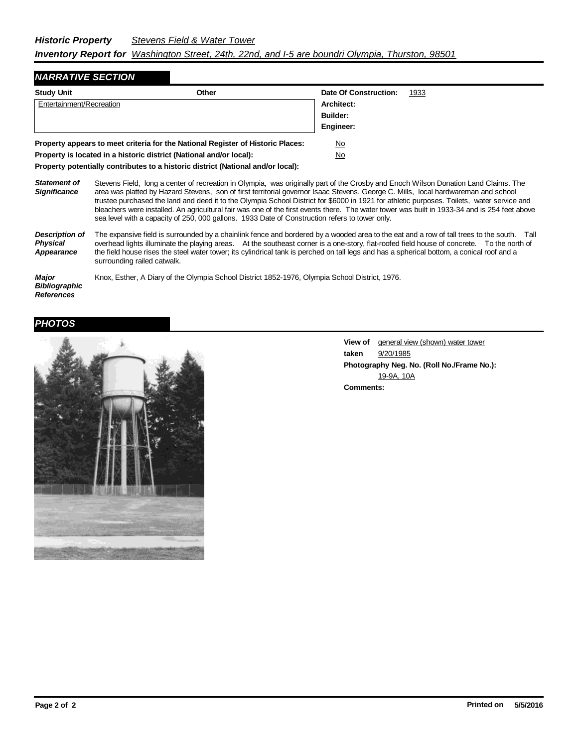**Historic Property** *Stevens Field & Water Tower*

**Inventory Report for** *Washington Street, 24th, 22nd, and I-5 are boundri Olympia, Thurston, 98501*

## NARRATIVE SECTION

| Study Unit | Other | |
|---|---|---|
| Entertainment/Recreation | | **Date Of Construction:** 1933 |
| | | **Architect:** |
| | | **Builder:** |
| | | **Engineer:** |

**Property appears to meet criteria for the National Register of Historic Places:** No

**Property is located in a historic district (National and/or local):** No

**Property potentially contributes to a historic district (National and/or local):**

***Statement of Significance***

Stevens Field, long a center of recreation in Olympia, was originally part of the Crosby and Enoch Wilson Donation Land Claims. The area was platted by Hazard Stevens, son of first territorial governor Isaac Stevens. George C. Mills, local hardwareman and school trustee purchased the land and deed it to the Olympia School District for $6000 in 1921 for athletic purposes. Toilets, water service and bleachers were installed. An agricultural fair was one of the first events there. The water tower was built in 1933-34 and is 254 feet above sea level with a capacity of 250, 000 gallons. 1933 Date of Construction refers to tower only.

***Description of Physical Appearance***

The expansive field is surrounded by a chainlink fence and bordered by a wooded area to the eat and a row of tall trees to the south. Tall overhead lights illuminate the playing areas. At the southeast corner is a one-story, flat-roofed field house of concrete. To the north of the field house rises the steel water tower; its cylindrical tank is perched on tall legs and has a spherical bottom, a conical roof and a surrounding railed catwalk.

***Major Bibliographic References***

Knox, Esther, A Diary of the Olympia School District 1852-1976, Olympia School District, 1976.

## PHOTOS

**View of** general view (shown) water tower

**taken** 9/20/1985

**Photography Neg. No. (Roll No./Frame No.):** 19-9A, 10A

**Comments:**